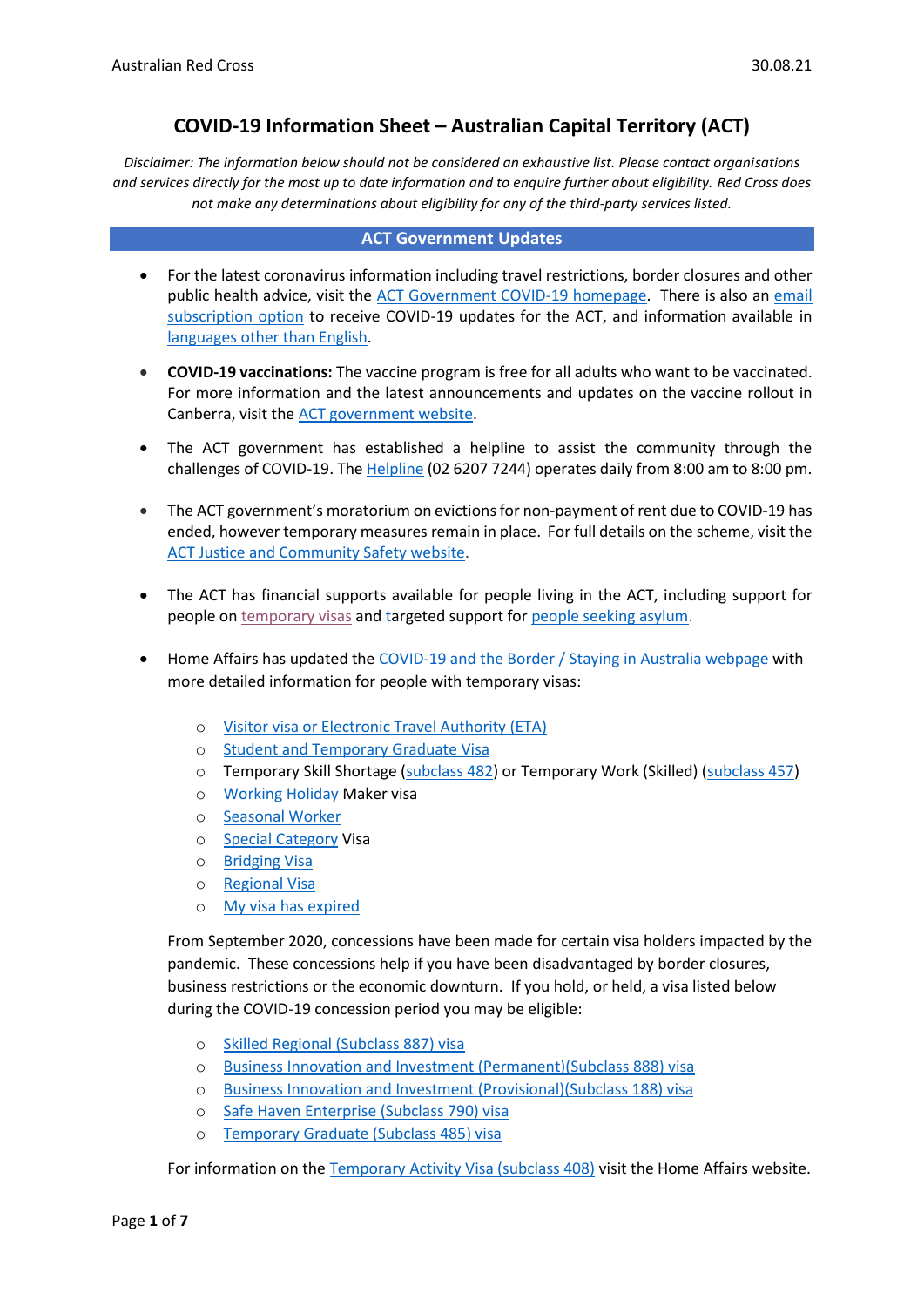# COVID-19 Information Sheet – Australian Capital Territory (ACT)

*Disclaimer: The information below should not be considered an exhaustive list. Please contact organisations and services directly for the most up to date information and to enquire further about eligibility. Red Cross does not make any determinations about eligibility for any of the third-party services listed.*

## ACT Government Updates

- For the latest coronavirus information including travel restrictions, border closures and other public health advice, visit the ACT Government COVID-19 homepage. There is also an email subscription option to receive COVID-19 updates for the ACT, and information available in languages other than English.

- **COVID-19 vaccinations:** The vaccine program is free for all adults who want to be vaccinated. For more information and the latest announcements and updates on the vaccine rollout in Canberra, visit the ACT government website.

- The ACT government has established a helpline to assist the community through the challenges of COVID-19. The Helpline (02 6207 7244) operates daily from 8:00 am to 8:00 pm.

- The ACT government's moratorium on evictions for non-payment of rent due to COVID-19 has ended, however temporary measures remain in place. For full details on the scheme, visit the ACT Justice and Community Safety website.

- The ACT has financial supports available for people living in the ACT, including support for people on temporary visas and targeted support for people seeking asylum.

- Home Affairs has updated the COVID-19 and the Border / Staying in Australia webpage with more detailed information for people with temporary visas:

  - Visitor visa or Electronic Travel Authority (ETA)
  - Student and Temporary Graduate Visa
  - Temporary Skill Shortage (subclass 482) or Temporary Work (Skilled) (subclass 457)
  - Working Holiday Maker visa
  - Seasonal Worker
  - Special Category Visa
  - Bridging Visa
  - Regional Visa
  - My visa has expired

  From September 2020, concessions have been made for certain visa holders impacted by the pandemic. These concessions help if you have been disadvantaged by border closures, business restrictions or the economic downturn. If you hold, or held, a visa listed below during the COVID-19 concession period you may be eligible:

  - Skilled Regional (Subclass 887) visa
  - Business Innovation and Investment (Permanent)(Subclass 888) visa
  - Business Innovation and Investment (Provisional)(Subclass 188) visa
  - Safe Haven Enterprise (Subclass 790) visa
  - Temporary Graduate (Subclass 485) visa

  For information on the Temporary Activity Visa (subclass 408) visit the Home Affairs website.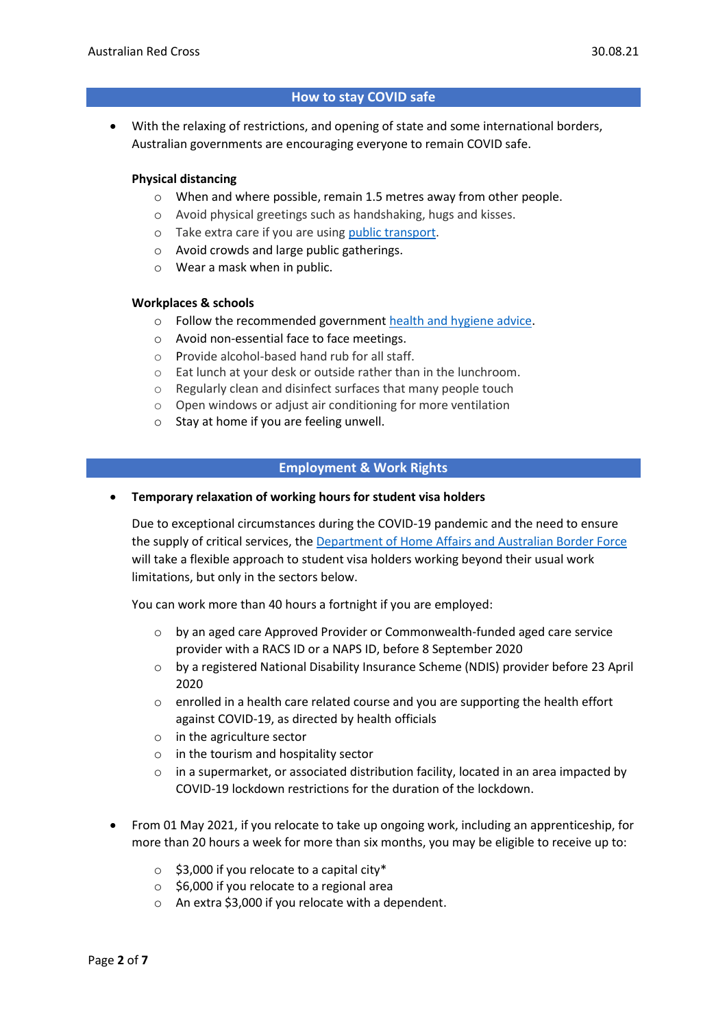## How to stay COVID safe

- With the relaxing of restrictions, and opening of state and some international borders, Australian governments are encouraging everyone to remain COVID safe.

  **Physical distancing**

  - When and where possible, remain 1.5 metres away from other people.
  - Avoid physical greetings such as handshaking, hugs and kisses.
  - Take extra care if you are using public transport.
  - Avoid crowds and large public gatherings.
  - Wear a mask when in public.

  **Workplaces & schools**

  - Follow the recommended government health and hygiene advice.
  - Avoid non-essential face to face meetings.
  - Provide alcohol-based hand rub for all staff.
  - Eat lunch at your desk or outside rather than in the lunchroom.
  - Regularly clean and disinfect surfaces that many people touch
  - Open windows or adjust air conditioning for more ventilation
  - Stay at home if you are feeling unwell.

## Employment & Work Rights

- **Temporary relaxation of working hours for student visa holders**

  Due to exceptional circumstances during the COVID-19 pandemic and the need to ensure the supply of critical services, the Department of Home Affairs and Australian Border Force will take a flexible approach to student visa holders working beyond their usual work limitations, but only in the sectors below.

  You can work more than 40 hours a fortnight if you are employed:

  - by an aged care Approved Provider or Commonwealth-funded aged care service provider with a RACS ID or a NAPS ID, before 8 September 2020
  - by a registered National Disability Insurance Scheme (NDIS) provider before 23 April 2020
  - enrolled in a health care related course and you are supporting the health effort against COVID-19, as directed by health officials
  - in the agriculture sector
  - in the tourism and hospitality sector
  - in a supermarket, or associated distribution facility, located in an area impacted by COVID-19 lockdown restrictions for the duration of the lockdown.

- From 01 May 2021, if you relocate to take up ongoing work, including an apprenticeship, for more than 20 hours a week for more than six months, you may be eligible to receive up to:

  - $3,000 if you relocate to a capital city*
  - $6,000 if you relocate to a regional area
  - An extra $3,000 if you relocate with a dependent.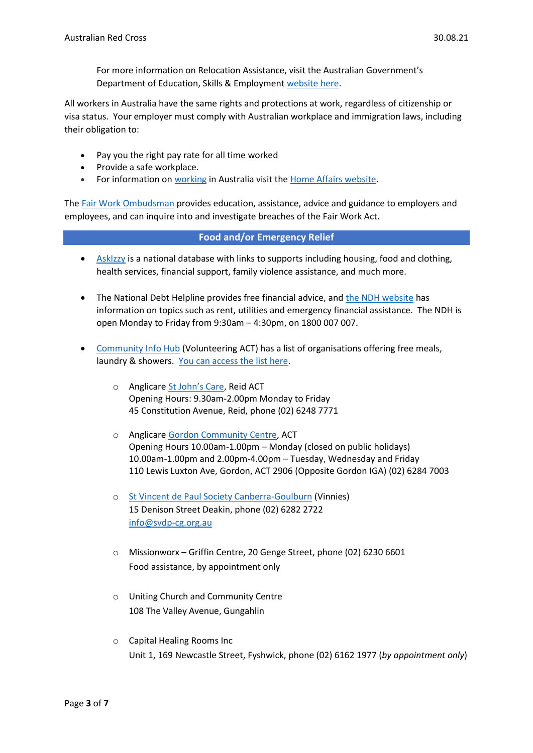For more information on Relocation Assistance, visit the Australian Government's Department of Education, Skills & Employment website here.

All workers in Australia have the same rights and protections at work, regardless of citizenship or visa status. Your employer must comply with Australian workplace and immigration laws, including their obligation to:

- Pay you the right pay rate for all time worked
- Provide a safe workplace.
- For information on working in Australia visit the Home Affairs website.

The Fair Work Ombudsman provides education, assistance, advice and guidance to employers and employees, and can inquire into and investigate breaches of the Fair Work Act.

## Food and/or Emergency Relief

- AskIzzy is a national database with links to supports including housing, food and clothing, health services, financial support, family violence assistance, and much more.

- The National Debt Helpline provides free financial advice, and the NDH website has information on topics such as rent, utilities and emergency financial assistance. The NDH is open Monday to Friday from 9:30am – 4:30pm, on 1800 007 007.

- Community Info Hub (Volunteering ACT) has a list of organisations offering free meals, laundry & showers. You can access the list here.

  - Anglicare St John's Care, Reid ACT
    Opening Hours: 9.30am-2.00pm Monday to Friday
    45 Constitution Avenue, Reid, phone (02) 6248 7771

  - Anglicare Gordon Community Centre, ACT
    Opening Hours 10.00am-1.00pm – Monday (closed on public holidays)
    10.00am-1.00pm and 2.00pm-4.00pm – Tuesday, Wednesday and Friday
    110 Lewis Luxton Ave, Gordon, ACT 2906 (Opposite Gordon IGA) (02) 6284 7003

  - St Vincent de Paul Society Canberra-Goulburn (Vinnies)
    15 Denison Street Deakin, phone (02) 6282 2722
    info@svdp-cg.org.au

  - Missionworx – Griffin Centre, 20 Genge Street, phone (02) 6230 6601
    Food assistance, by appointment only

  - Uniting Church and Community Centre
    108 The Valley Avenue, Gungahlin

  - Capital Healing Rooms Inc
    Unit 1, 169 Newcastle Street, Fyshwick, phone (02) 6162 1977 (*by appointment only*)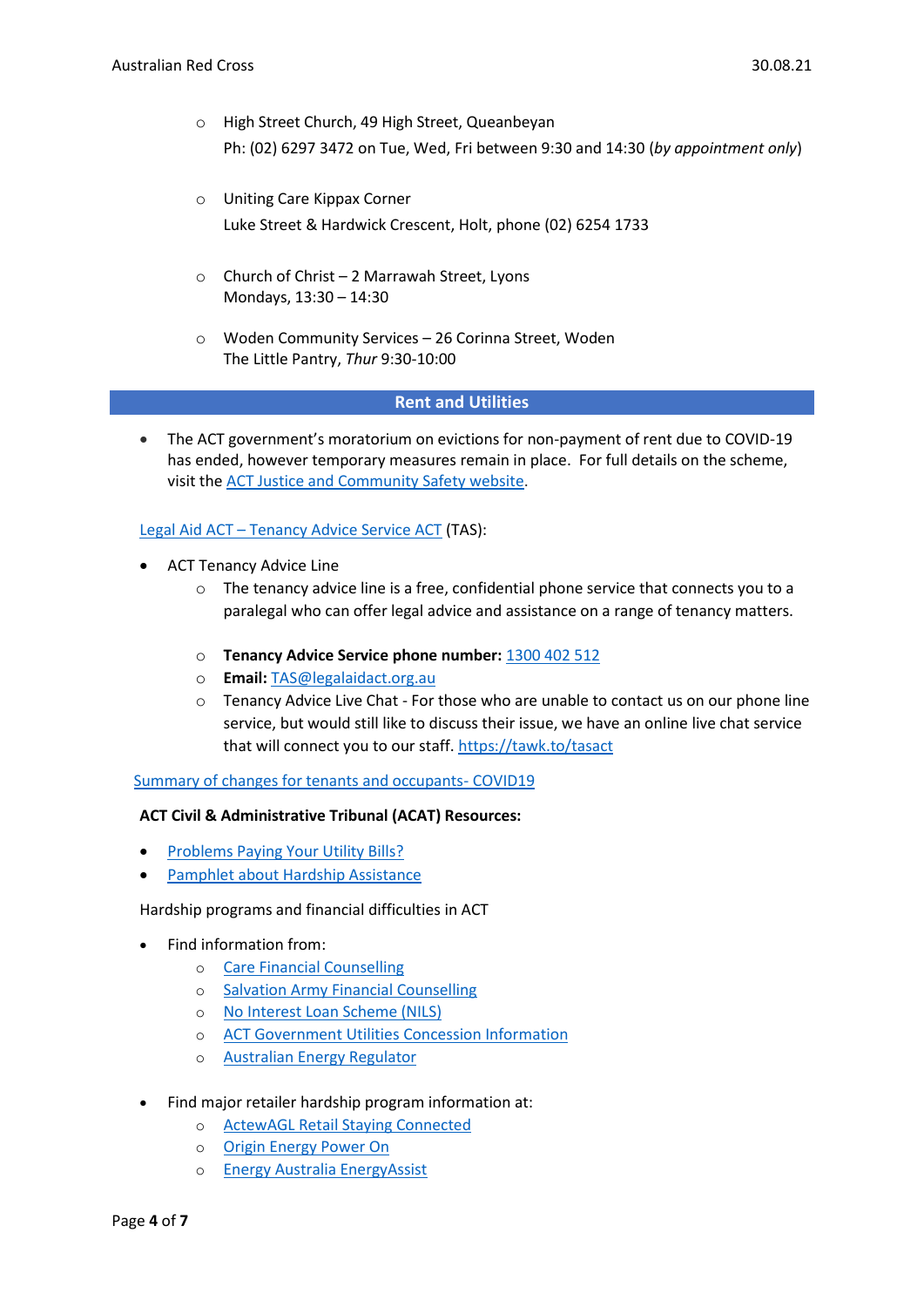- High Street Church, 49 High Street, Queanbeyan
  Ph: (02) 6297 3472 on Tue, Wed, Fri between 9:30 and 14:30 (*by appointment only*)

- Uniting Care Kippax Corner
  Luke Street & Hardwick Crescent, Holt, phone (02) 6254 1733

- Church of Christ – 2 Marrawah Street, Lyons
  Mondays, 13:30 – 14:30

- Woden Community Services – 26 Corinna Street, Woden
  The Little Pantry, *Thur* 9:30-10:00

## Rent and Utilities

- The ACT government's moratorium on evictions for non-payment of rent due to COVID-19 has ended, however temporary measures remain in place. For full details on the scheme, visit the ACT Justice and Community Safety website.

Legal Aid ACT – Tenancy Advice Service ACT (TAS):

- ACT Tenancy Advice Line
  - The tenancy advice line is a free, confidential phone service that connects you to a paralegal who can offer legal advice and assistance on a range of tenancy matters.
  - **Tenancy Advice Service phone number:** 1300 402 512
  - **Email:** TAS@legalaidact.org.au
  - Tenancy Advice Live Chat - For those who are unable to contact us on our phone line service, but would still like to discuss their issue, we have an online live chat service that will connect you to our staff. https://tawk.to/tasact

Summary of changes for tenants and occupants- COVID19

**ACT Civil & Administrative Tribunal (ACAT) Resources:**

- Problems Paying Your Utility Bills?
- Pamphlet about Hardship Assistance

Hardship programs and financial difficulties in ACT

- Find information from:
  - Care Financial Counselling
  - Salvation Army Financial Counselling
  - No Interest Loan Scheme (NILS)
  - ACT Government Utilities Concession Information
  - Australian Energy Regulator

- Find major retailer hardship program information at:
  - ActewAGL Retail Staying Connected
  - Origin Energy Power On
  - Energy Australia EnergyAssist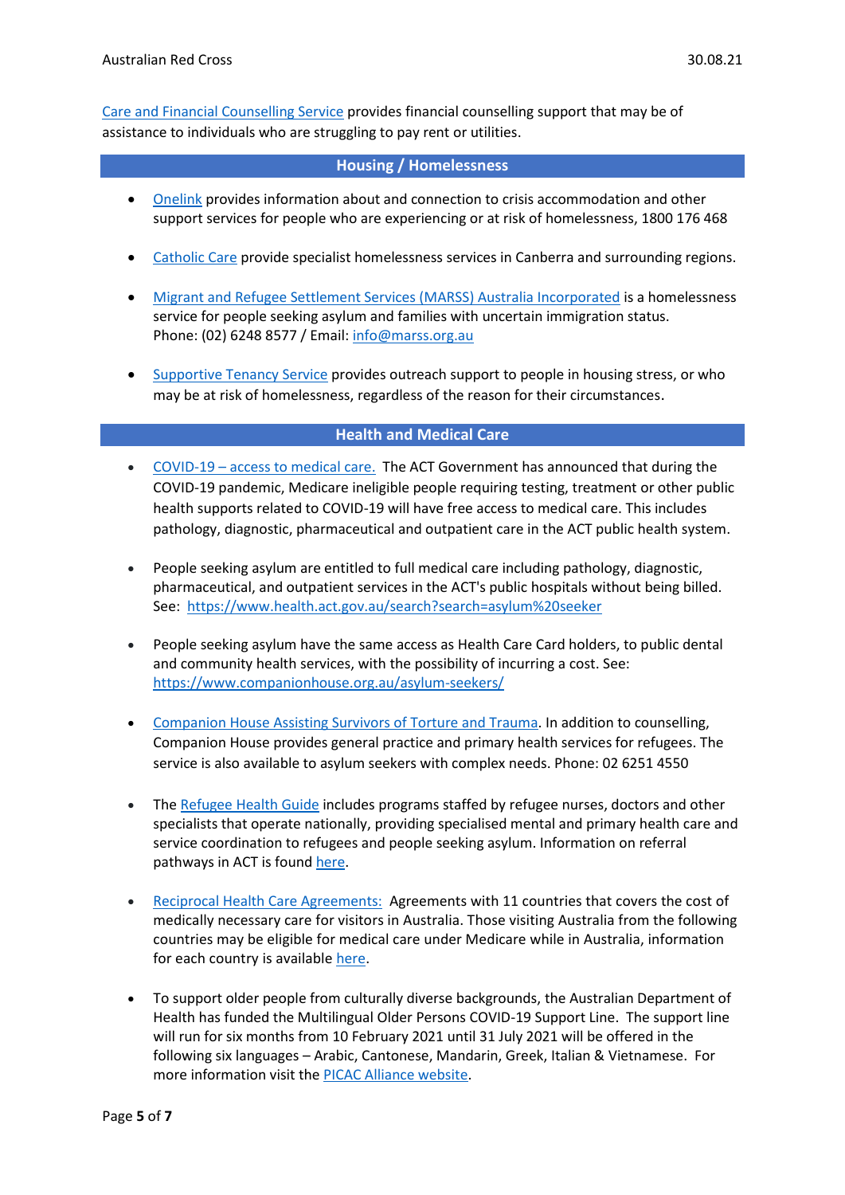Care and Financial Counselling Service provides financial counselling support that may be of assistance to individuals who are struggling to pay rent or utilities.

## Housing / Homelessness

- Onelink provides information about and connection to crisis accommodation and other support services for people who are experiencing or at risk of homelessness, 1800 176 468

- Catholic Care provide specialist homelessness services in Canberra and surrounding regions.

- Migrant and Refugee Settlement Services (MARSS) Australia Incorporated is a homelessness service for people seeking asylum and families with uncertain immigration status. Phone: (02) 6248 8577 / Email: info@marss.org.au

- Supportive Tenancy Service provides outreach support to people in housing stress, or who may be at risk of homelessness, regardless of the reason for their circumstances.

## Health and Medical Care

- COVID-19 – access to medical care. The ACT Government has announced that during the COVID-19 pandemic, Medicare ineligible people requiring testing, treatment or other public health supports related to COVID-19 will have free access to medical care. This includes pathology, diagnostic, pharmaceutical and outpatient care in the ACT public health system.

- People seeking asylum are entitled to full medical care including pathology, diagnostic, pharmaceutical, and outpatient services in the ACT's public hospitals without being billed. See: https://www.health.act.gov.au/search?search=asylum%20seeker

- People seeking asylum have the same access as Health Care Card holders, to public dental and community health services, with the possibility of incurring a cost. See: https://www.companionhouse.org.au/asylum-seekers/

- Companion House Assisting Survivors of Torture and Trauma. In addition to counselling, Companion House provides general practice and primary health services for refugees. The service is also available to asylum seekers with complex needs. Phone: 02 6251 4550

- The Refugee Health Guide includes programs staffed by refugee nurses, doctors and other specialists that operate nationally, providing specialised mental and primary health care and service coordination to refugees and people seeking asylum. Information on referral pathways in ACT is found here.

- Reciprocal Health Care Agreements: Agreements with 11 countries that covers the cost of medically necessary care for visitors in Australia. Those visiting Australia from the following countries may be eligible for medical care under Medicare while in Australia, information for each country is available here.

- To support older people from culturally diverse backgrounds, the Australian Department of Health has funded the Multilingual Older Persons COVID-19 Support Line. The support line will run for six months from 10 February 2021 until 31 July 2021 will be offered in the following six languages – Arabic, Cantonese, Mandarin, Greek, Italian & Vietnamese. For more information visit the PICAC Alliance website.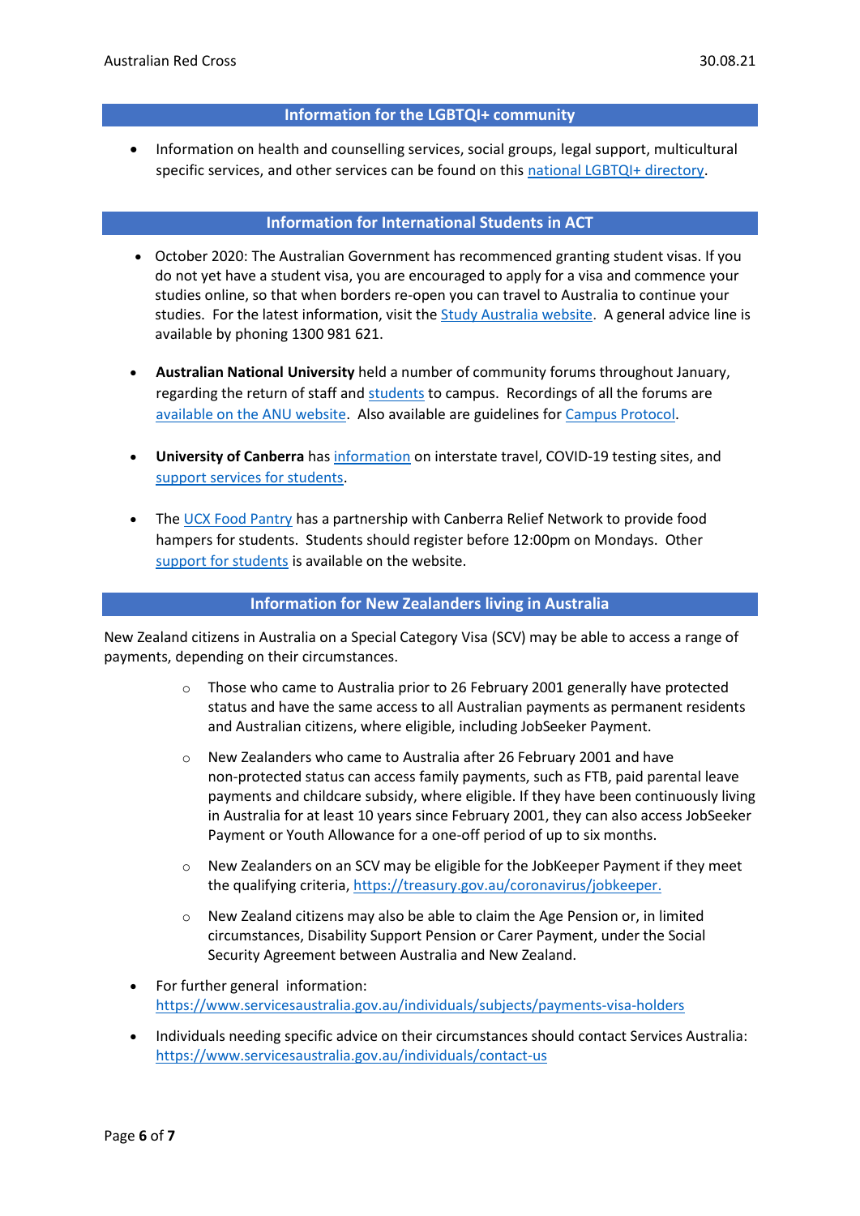## Information for the LGBTQI+ community

- Information on health and counselling services, social groups, legal support, multicultural specific services, and other services can be found on this national LGBTQI+ directory.

## Information for International Students in ACT

- October 2020: The Australian Government has recommenced granting student visas. If you do not yet have a student visa, you are encouraged to apply for a visa and commence your studies online, so that when borders re-open you can travel to Australia to continue your studies. For the latest information, visit the Study Australia website. A general advice line is available by phoning 1300 981 621.

- **Australian National University** held a number of community forums throughout January, regarding the return of staff and students to campus. Recordings of all the forums are available on the ANU website. Also available are guidelines for Campus Protocol.

- **University of Canberra** has information on interstate travel, COVID-19 testing sites, and support services for students.

- The UCX Food Pantry has a partnership with Canberra Relief Network to provide food hampers for students. Students should register before 12:00pm on Mondays. Other support for students is available on the website.

## Information for New Zealanders living in Australia

New Zealand citizens in Australia on a Special Category Visa (SCV) may be able to access a range of payments, depending on their circumstances.

- Those who came to Australia prior to 26 February 2001 generally have protected status and have the same access to all Australian payments as permanent residents and Australian citizens, where eligible, including JobSeeker Payment.
- New Zealanders who came to Australia after 26 February 2001 and have non-protected status can access family payments, such as FTB, paid parental leave payments and childcare subsidy, where eligible. If they have been continuously living in Australia for at least 10 years since February 2001, they can also access JobSeeker Payment or Youth Allowance for a one-off period of up to six months.
- New Zealanders on an SCV may be eligible for the JobKeeper Payment if they meet the qualifying criteria, https://treasury.gov.au/coronavirus/jobkeeper.
- New Zealand citizens may also be able to claim the Age Pension or, in limited circumstances, Disability Support Pension or Carer Payment, under the Social Security Agreement between Australia and New Zealand.

- For further general information: https://www.servicesaustralia.gov.au/individuals/subjects/payments-visa-holders
- Individuals needing specific advice on their circumstances should contact Services Australia: https://www.servicesaustralia.gov.au/individuals/contact-us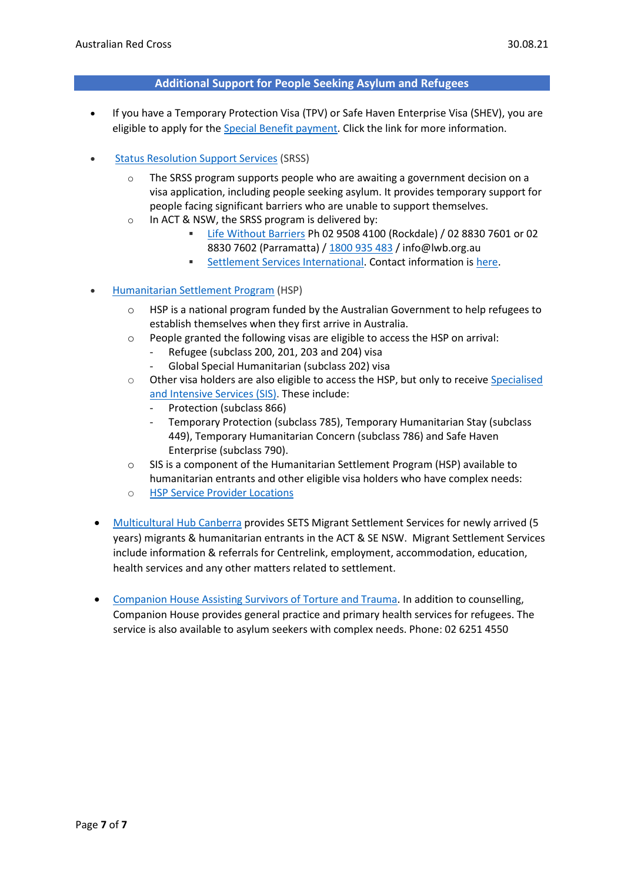## Additional Support for People Seeking Asylum and Refugees

- If you have a Temporary Protection Visa (TPV) or Safe Haven Enterprise Visa (SHEV), you are eligible to apply for the Special Benefit payment. Click the link for more information.

- Status Resolution Support Services (SRSS)
  - The SRSS program supports people who are awaiting a government decision on a visa application, including people seeking asylum. It provides temporary support for people facing significant barriers who are unable to support themselves.
  - In ACT & NSW, the SRSS program is delivered by:
    - Life Without Barriers Ph 02 9508 4100 (Rockdale) / 02 8830 7601 or 02 8830 7602 (Parramatta) / 1800 935 483 / info@lwb.org.au
    - Settlement Services International. Contact information is here.

- Humanitarian Settlement Program (HSP)
  - HSP is a national program funded by the Australian Government to help refugees to establish themselves when they first arrive in Australia.
  - People granted the following visas are eligible to access the HSP on arrival:
    - Refugee (subclass 200, 201, 203 and 204) visa
    - Global Special Humanitarian (subclass 202) visa
  - Other visa holders are also eligible to access the HSP, but only to receive Specialised and Intensive Services (SIS). These include:
    - Protection (subclass 866)
    - Temporary Protection (subclass 785), Temporary Humanitarian Stay (subclass 449), Temporary Humanitarian Concern (subclass 786) and Safe Haven Enterprise (subclass 790).
  - SIS is a component of the Humanitarian Settlement Program (HSP) available to humanitarian entrants and other eligible visa holders who have complex needs:
  - HSP Service Provider Locations

- Multicultural Hub Canberra provides SETS Migrant Settlement Services for newly arrived (5 years) migrants & humanitarian entrants in the ACT & SE NSW. Migrant Settlement Services include information & referrals for Centrelink, employment, accommodation, education, health services and any other matters related to settlement.

- Companion House Assisting Survivors of Torture and Trauma. In addition to counselling, Companion House provides general practice and primary health services for refugees. The service is also available to asylum seekers with complex needs. Phone: 02 6251 4550